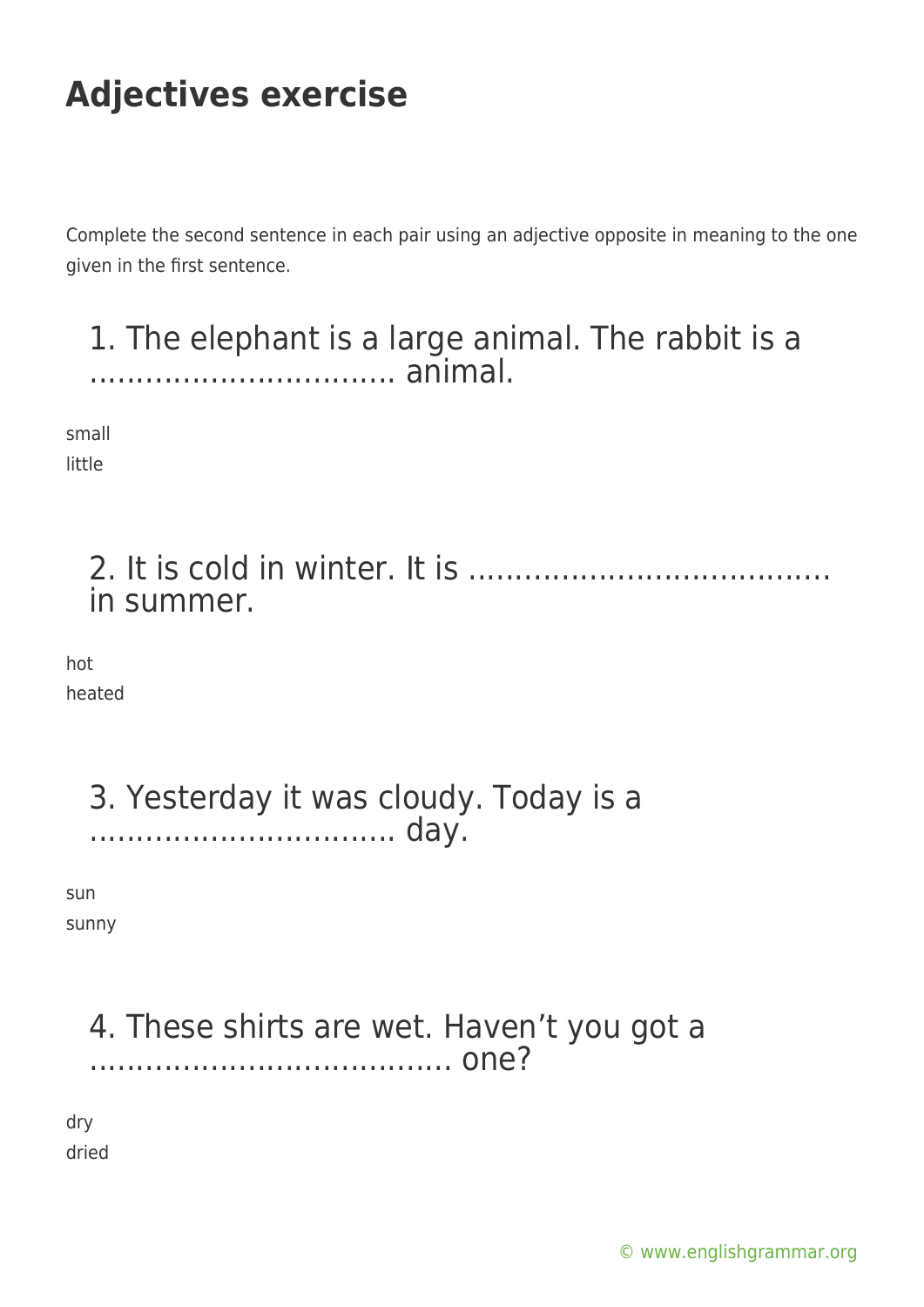# Adjectives exercise

Complete the second sentence in each pair using an adjective opposite in meaning to the one given in the first sentence.

## 1. The elephant is a large animal. The rabbit is a ……………………………. animal.

small
little

## 2. It is cold in winter. It is ………………………………… in summer.

hot
heated

## 3. Yesterday it was cloudy. Today is a ……………………………. day.

sun
sunny

## 4. These shirts are wet. Haven't you got a ………………………………… one?

dry
dried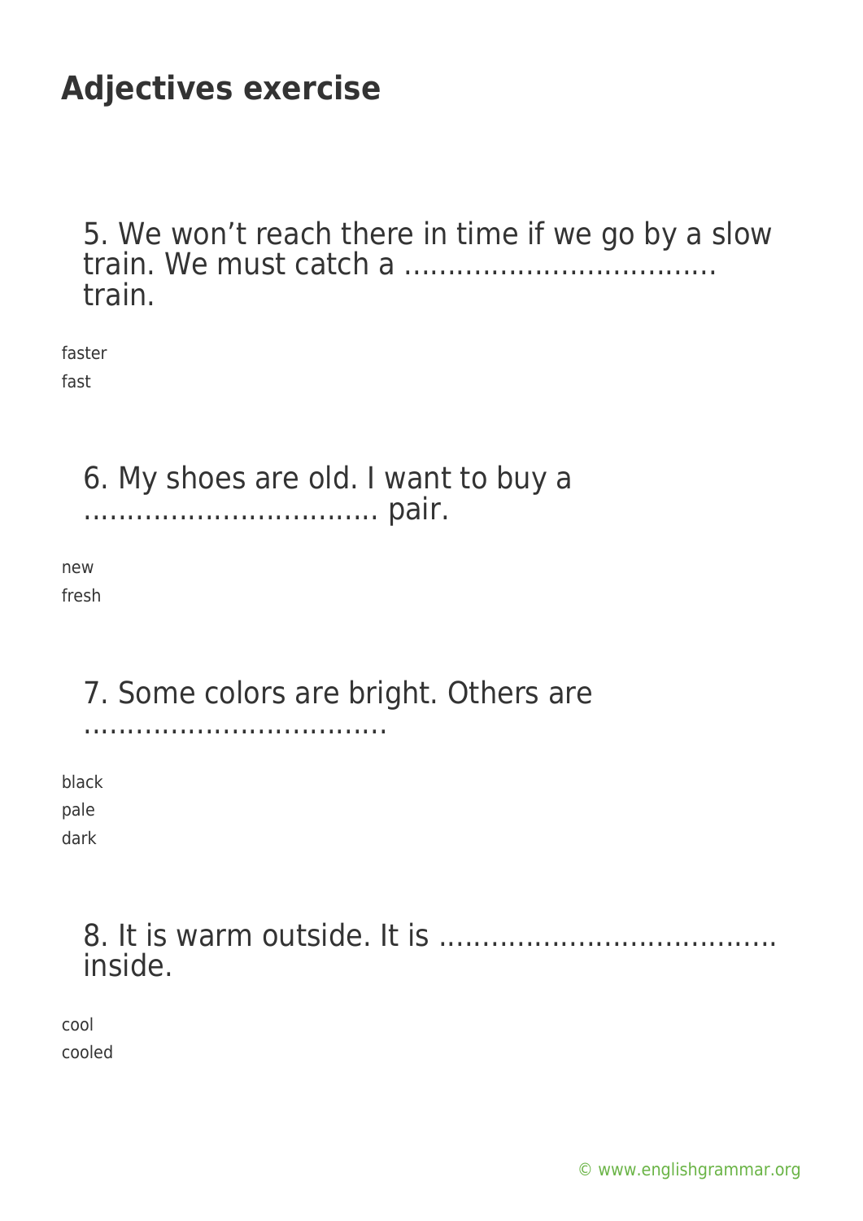# Adjectives exercise

5. We won't reach there in time if we go by a slow train. We must catch a ……………………………… train.

faster
fast

6. My shoes are old. I want to buy a ……………………………. pair.

new
fresh

7. Some colors are bright. Others are ………………………………

black
pale
dark

8. It is warm outside. It is ………………………………… inside.

cool
cooled

© www.englishgrammar.org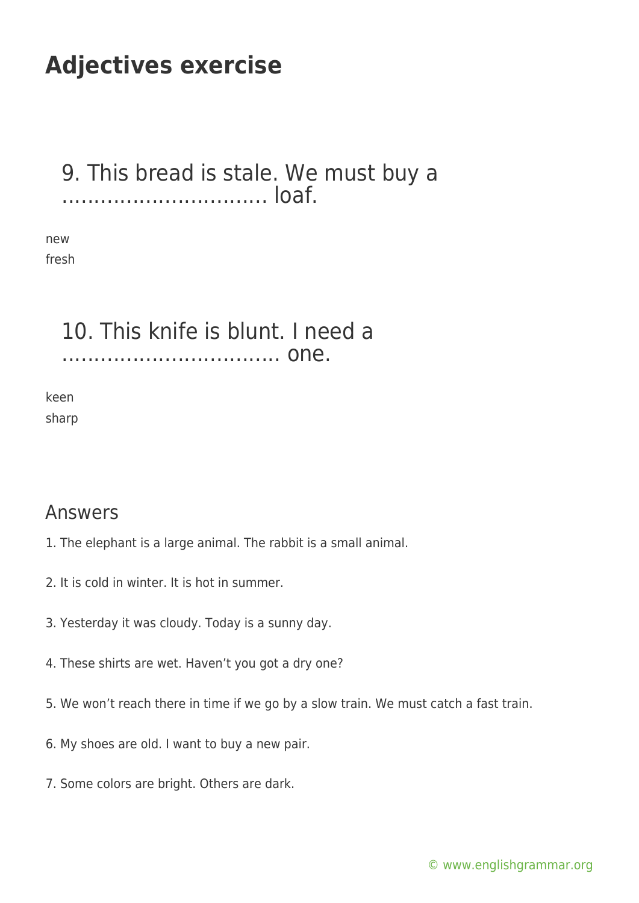# Adjectives exercise

## 9. This bread is stale. We must buy a …………………………. loaf.

new
fresh

## 10. This knife is blunt. I need a ……………………………. one.

keen
sharp

## Answers

1. The elephant is a large animal. The rabbit is a small animal.

2. It is cold in winter. It is hot in summer.

3. Yesterday it was cloudy. Today is a sunny day.

4. These shirts are wet. Haven't you got a dry one?

5. We won't reach there in time if we go by a slow train. We must catch a fast train.

6. My shoes are old. I want to buy a new pair.

7. Some colors are bright. Others are dark.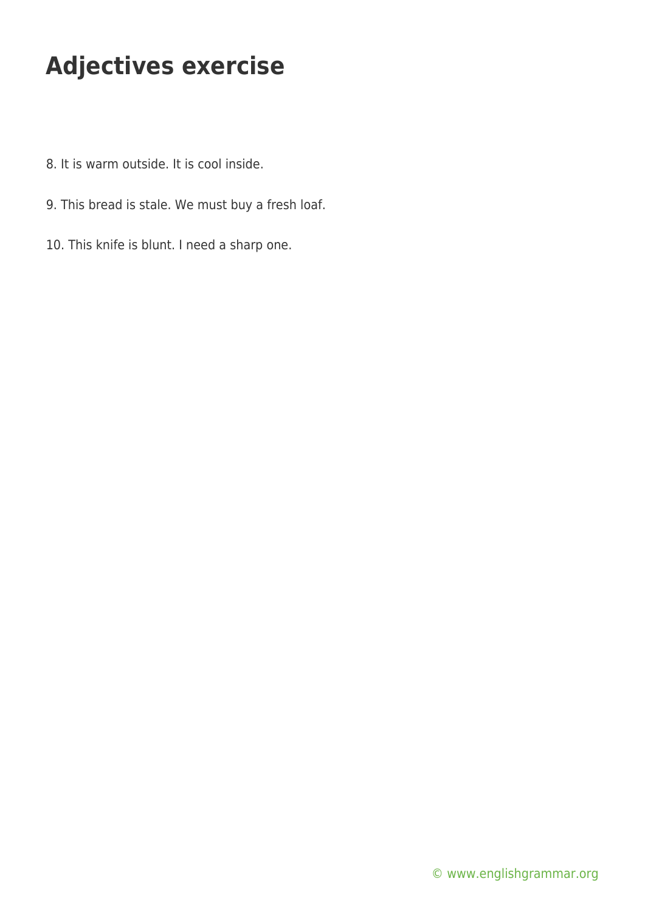# Adjectives exercise

8. It is warm outside. It is cool inside.

9. This bread is stale. We must buy a fresh loaf.

10. This knife is blunt. I need a sharp one.